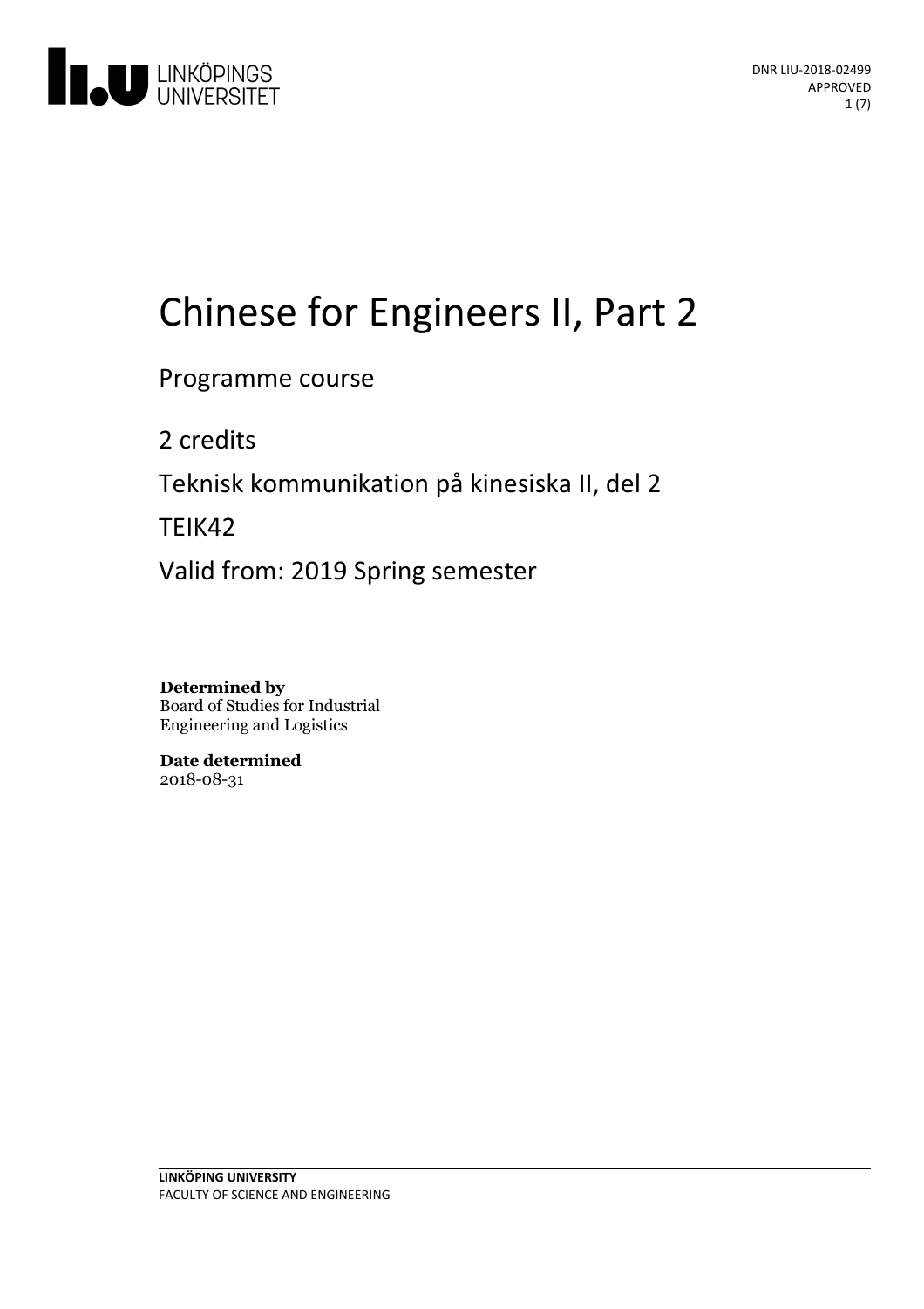DNR LIU-2018-02499
APPROVED

# Chinese for Engineers II, Part 2

Programme course

2 credits

Teknisk kommunikation på kinesiska II, del 2

TEIK42

Valid from: 2019 Spring semester

**Determined by**
Board of Studies for Industrial Engineering and Logistics

**Date determined**
2018-08-31

**LINKÖPING UNIVERSITY**
FACULTY OF SCIENCE AND ENGINEERING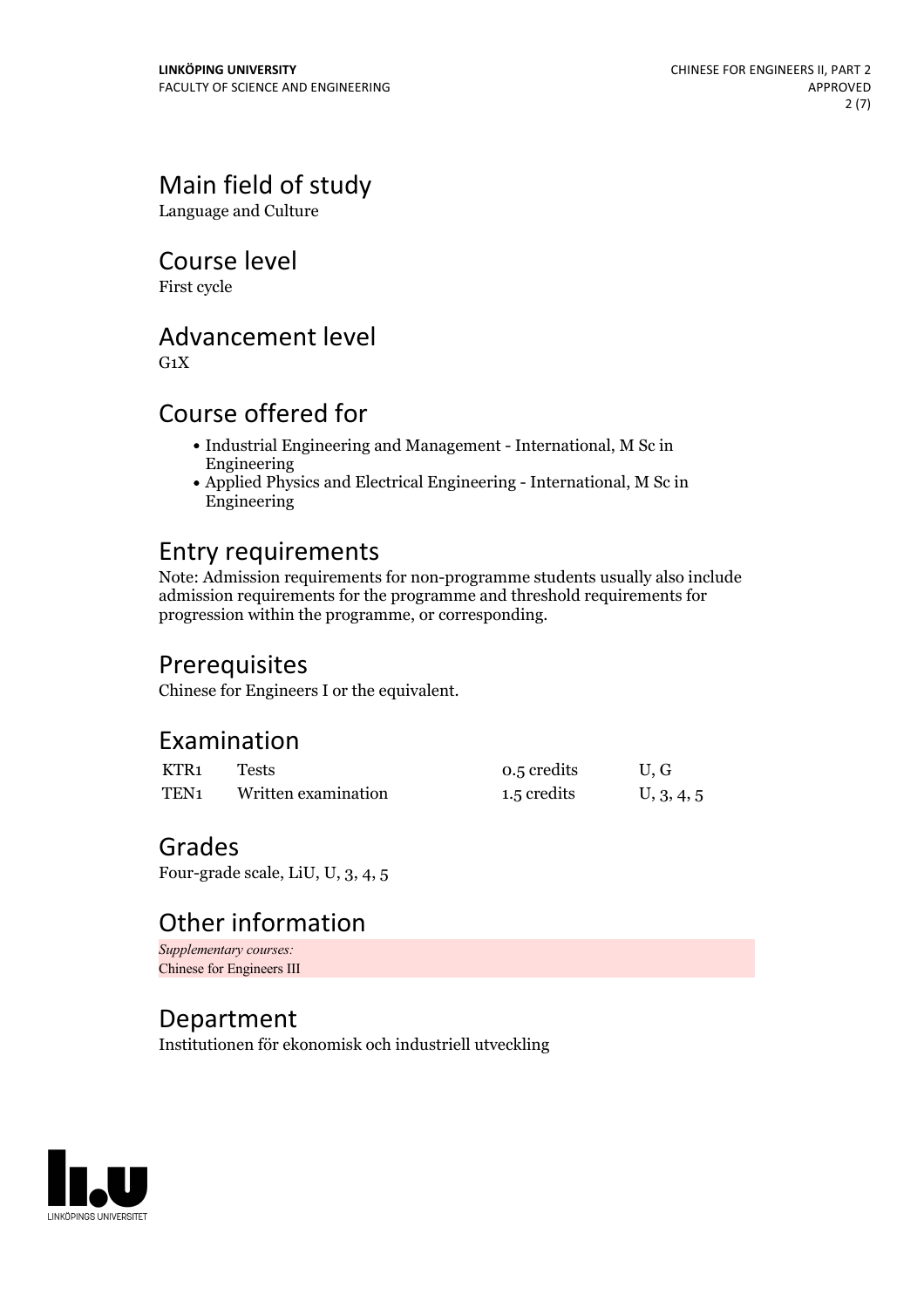## Main field of study

Language and Culture

## Course level

First cycle

## Advancement level

G1X

## Course offered for

- Industrial Engineering and Management - International, M Sc in Engineering
- Applied Physics and Electrical Engineering - International, M Sc in Engineering

## Entry requirements

Note: Admission requirements for non-programme students usually also include admission requirements for the programme and threshold requirements for progression within the programme, or corresponding.

## Prerequisites

Chinese for Engineers I or the equivalent.

## Examination

| | | | |
|---|---|---|---|
| KTR1 | Tests | 0.5 credits | U, G |
| TEN1 | Written examination | 1.5 credits | U, 3, 4, 5 |

## Grades

Four-grade scale, LiU, U, 3, 4, 5

## Other information

*Supplementary courses:*
Chinese for Engineers III

## Department

Institutionen för ekonomisk och industriell utveckling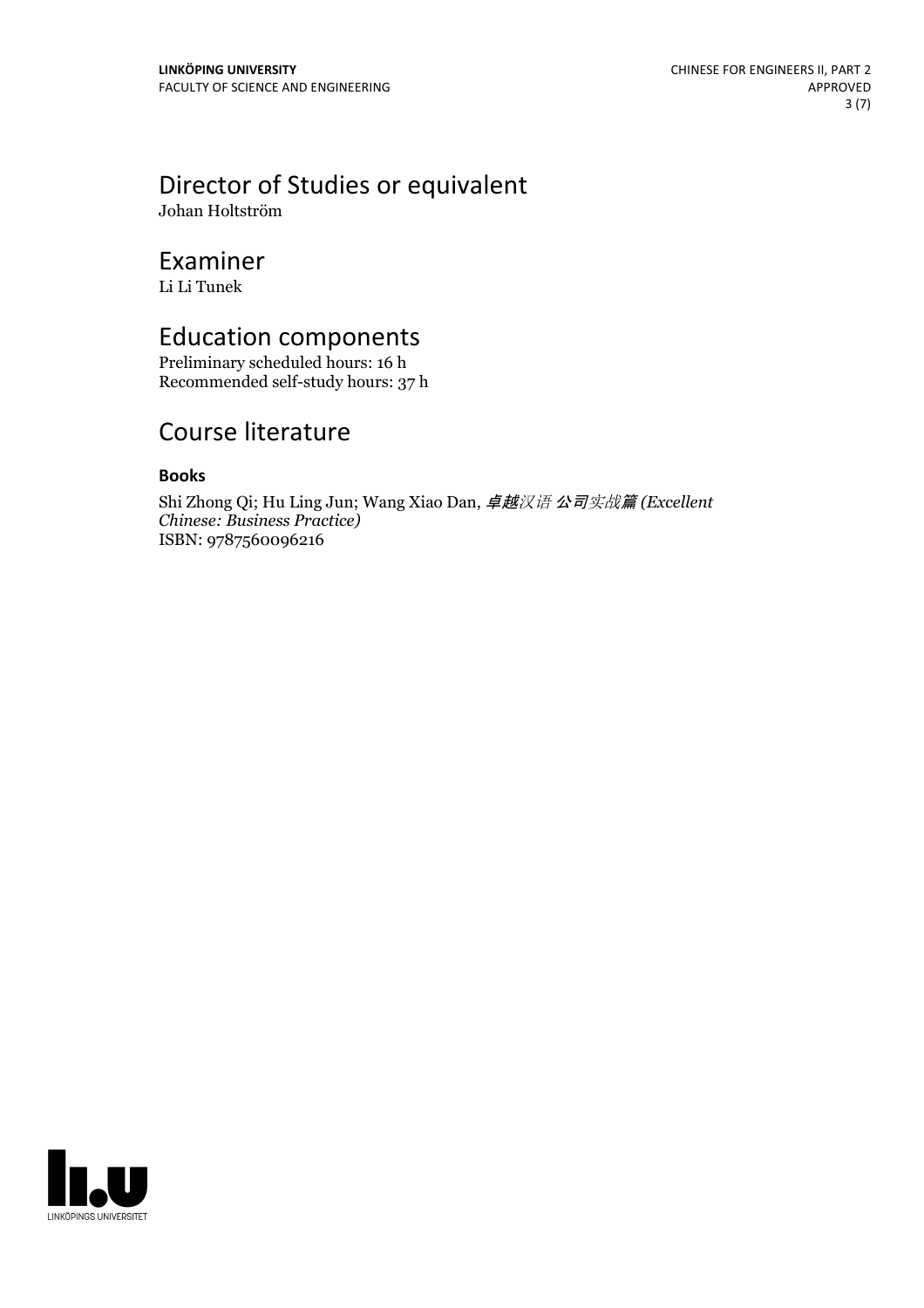# Director of Studies or equivalent

Johan Holtström

# Examiner

Li Li Tunek

# Education components

Preliminary scheduled hours: 16 h
Recommended self-study hours: 37 h

# Course literature

### Books

Shi Zhong Qi; Hu Ling Jun; Wang Xiao Dan, *卓越汉语 公司实战篇 (Excellent Chinese: Business Practice)*
ISBN: 9787560096216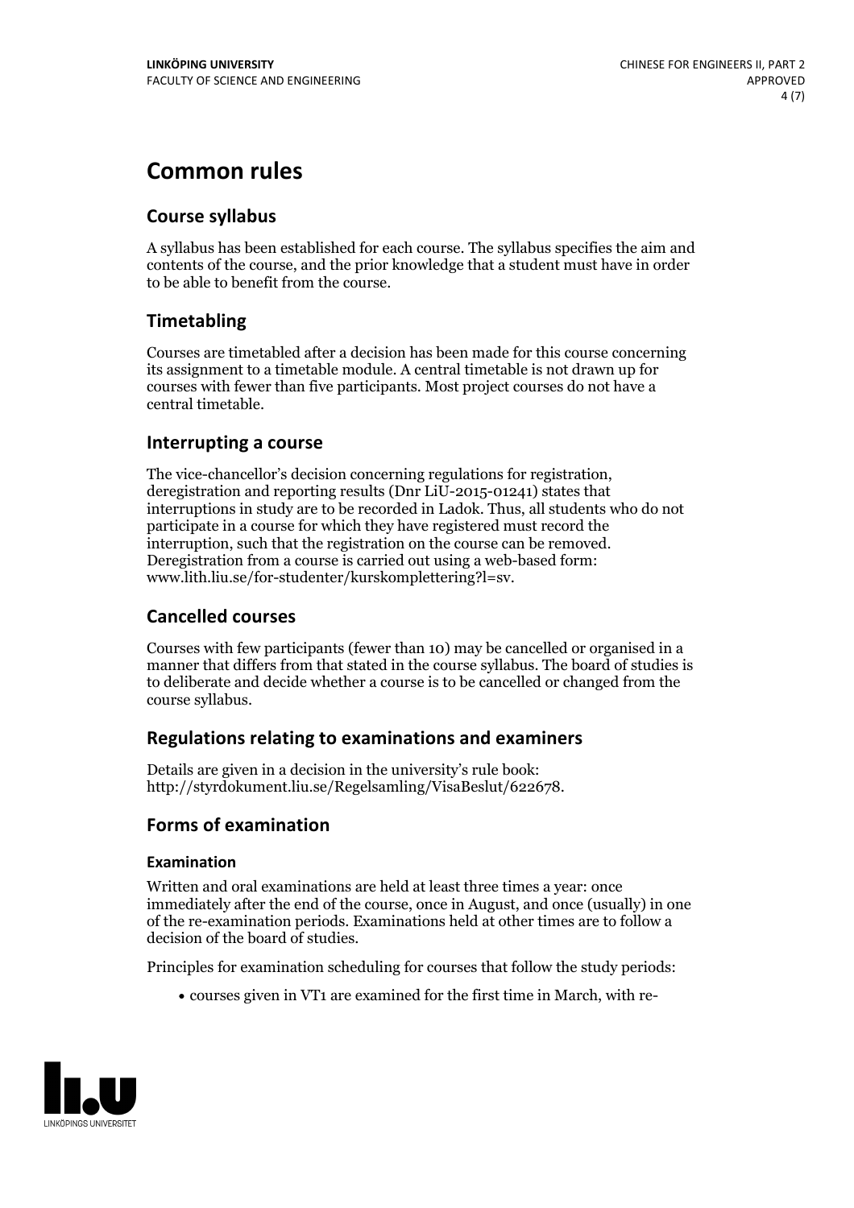# Common rules

## Course syllabus

A syllabus has been established for each course. The syllabus specifies the aim and contents of the course, and the prior knowledge that a student must have in order to be able to benefit from the course.

## Timetabling

Courses are timetabled after a decision has been made for this course concerning its assignment to a timetable module. A central timetable is not drawn up for courses with fewer than five participants. Most project courses do not have a central timetable.

## Interrupting a course

The vice-chancellor's decision concerning regulations for registration, deregistration and reporting results (Dnr LiU-2015-01241) states that interruptions in study are to be recorded in Ladok. Thus, all students who do not participate in a course for which they have registered must record the interruption, such that the registration on the course can be removed. Deregistration from a course is carried out using a web-based form: www.lith.liu.se/for-studenter/kurskomplettering?l=sv.

## Cancelled courses

Courses with few participants (fewer than 10) may be cancelled or organised in a manner that differs from that stated in the course syllabus. The board of studies is to deliberate and decide whether a course is to be cancelled or changed from the course syllabus.

## Regulations relating to examinations and examiners

Details are given in a decision in the university's rule book: http://styrdokument.liu.se/Regelsamling/VisaBeslut/622678.

## Forms of examination

### Examination

Written and oral examinations are held at least three times a year: once immediately after the end of the course, once in August, and once (usually) in one of the re-examination periods. Examinations held at other times are to follow a decision of the board of studies.

Principles for examination scheduling for courses that follow the study periods:

- courses given in VT1 are examined for the first time in March, with re-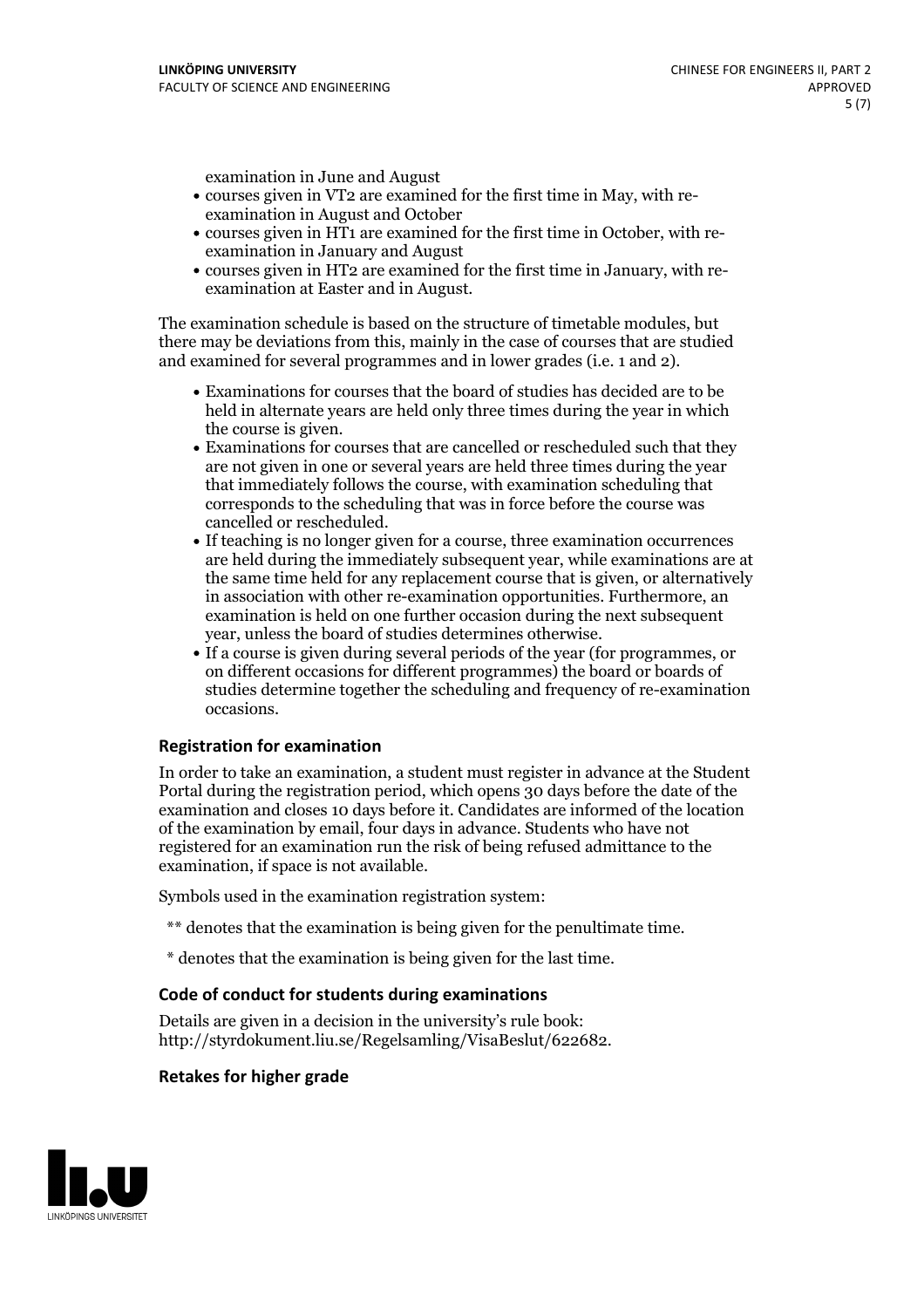examination in June and August

- courses given in VT2 are examined for the first time in May, with re-examination in August and October
- courses given in HT1 are examined for the first time in October, with re-examination in January and August
- courses given in HT2 are examined for the first time in January, with re-examination at Easter and in August.

The examination schedule is based on the structure of timetable modules, but there may be deviations from this, mainly in the case of courses that are studied and examined for several programmes and in lower grades (i.e. 1 and 2).

- Examinations for courses that the board of studies has decided are to be held in alternate years are held only three times during the year in which the course is given.
- Examinations for courses that are cancelled or rescheduled such that they are not given in one or several years are held three times during the year that immediately follows the course, with examination scheduling that corresponds to the scheduling that was in force before the course was cancelled or rescheduled.
- If teaching is no longer given for a course, three examination occurrences are held during the immediately subsequent year, while examinations are at the same time held for any replacement course that is given, or alternatively in association with other re-examination opportunities. Furthermore, an examination is held on one further occasion during the next subsequent year, unless the board of studies determines otherwise.
- If a course is given during several periods of the year (for programmes, or on different occasions for different programmes) the board or boards of studies determine together the scheduling and frequency of re-examination occasions.

### Registration for examination

In order to take an examination, a student must register in advance at the Student Portal during the registration period, which opens 30 days before the date of the examination and closes 10 days before it. Candidates are informed of the location of the examination by email, four days in advance. Students who have not registered for an examination run the risk of being refused admittance to the examination, if space is not available.

Symbols used in the examination registration system:

** denotes that the examination is being given for the penultimate time.

* denotes that the examination is being given for the last time.

### Code of conduct for students during examinations

Details are given in a decision in the university's rule book: http://styrdokument.liu.se/Regelsamling/VisaBeslut/622682.

### Retakes for higher grade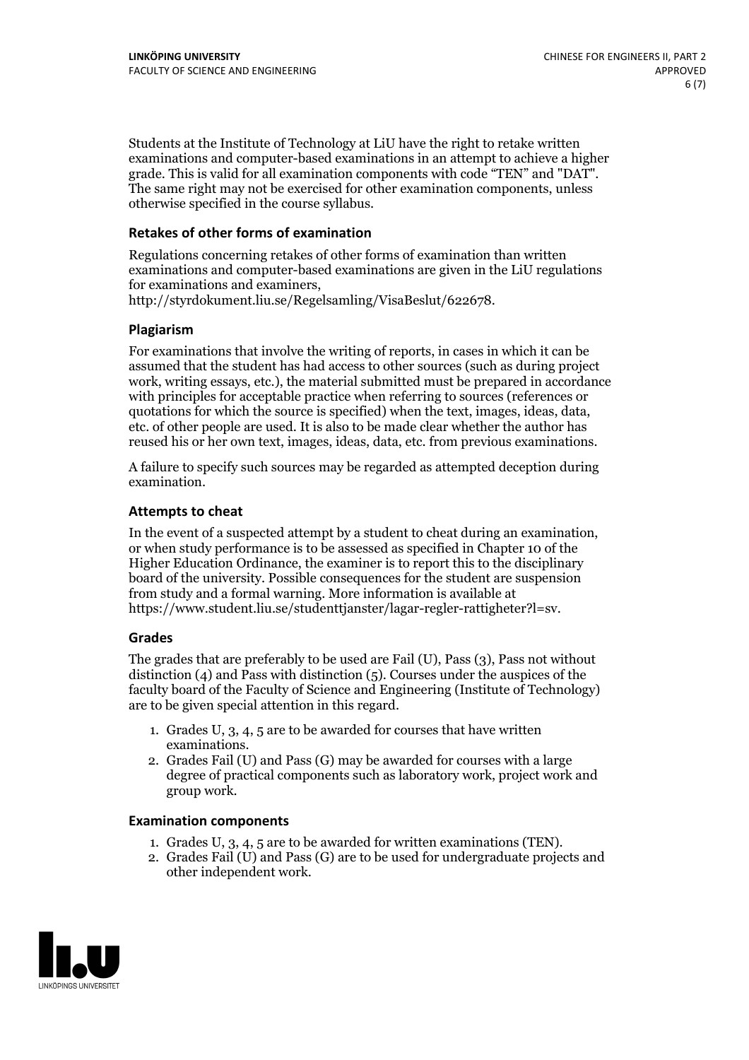Students at the Institute of Technology at LiU have the right to retake written examinations and computer-based examinations in an attempt to achieve a higher grade. This is valid for all examination components with code "TEN" and "DAT". The same right may not be exercised for other examination components, unless otherwise specified in the course syllabus.

### Retakes of other forms of examination

Regulations concerning retakes of other forms of examination than written examinations and computer-based examinations are given in the LiU regulations for examinations and examiners, http://styrdokument.liu.se/Regelsamling/VisaBeslut/622678.

### Plagiarism

For examinations that involve the writing of reports, in cases in which it can be assumed that the student has had access to other sources (such as during project work, writing essays, etc.), the material submitted must be prepared in accordance with principles for acceptable practice when referring to sources (references or quotations for which the source is specified) when the text, images, ideas, data, etc. of other people are used. It is also to be made clear whether the author has reused his or her own text, images, ideas, data, etc. from previous examinations.

A failure to specify such sources may be regarded as attempted deception during examination.

### Attempts to cheat

In the event of a suspected attempt by a student to cheat during an examination, or when study performance is to be assessed as specified in Chapter 10 of the Higher Education Ordinance, the examiner is to report this to the disciplinary board of the university. Possible consequences for the student are suspension from study and a formal warning. More information is available at https://www.student.liu.se/studenttjanster/lagar-regler-rattigheter?l=sv.

### Grades

The grades that are preferably to be used are Fail (U), Pass (3), Pass not without distinction (4) and Pass with distinction (5). Courses under the auspices of the faculty board of the Faculty of Science and Engineering (Institute of Technology) are to be given special attention in this regard.

1. Grades U, 3, 4, 5 are to be awarded for courses that have written examinations.
2. Grades Fail (U) and Pass (G) may be awarded for courses with a large degree of practical components such as laboratory work, project work and group work.

### Examination components

1. Grades U, 3, 4, 5 are to be awarded for written examinations (TEN).
2. Grades Fail (U) and Pass (G) are to be used for undergraduate projects and other independent work.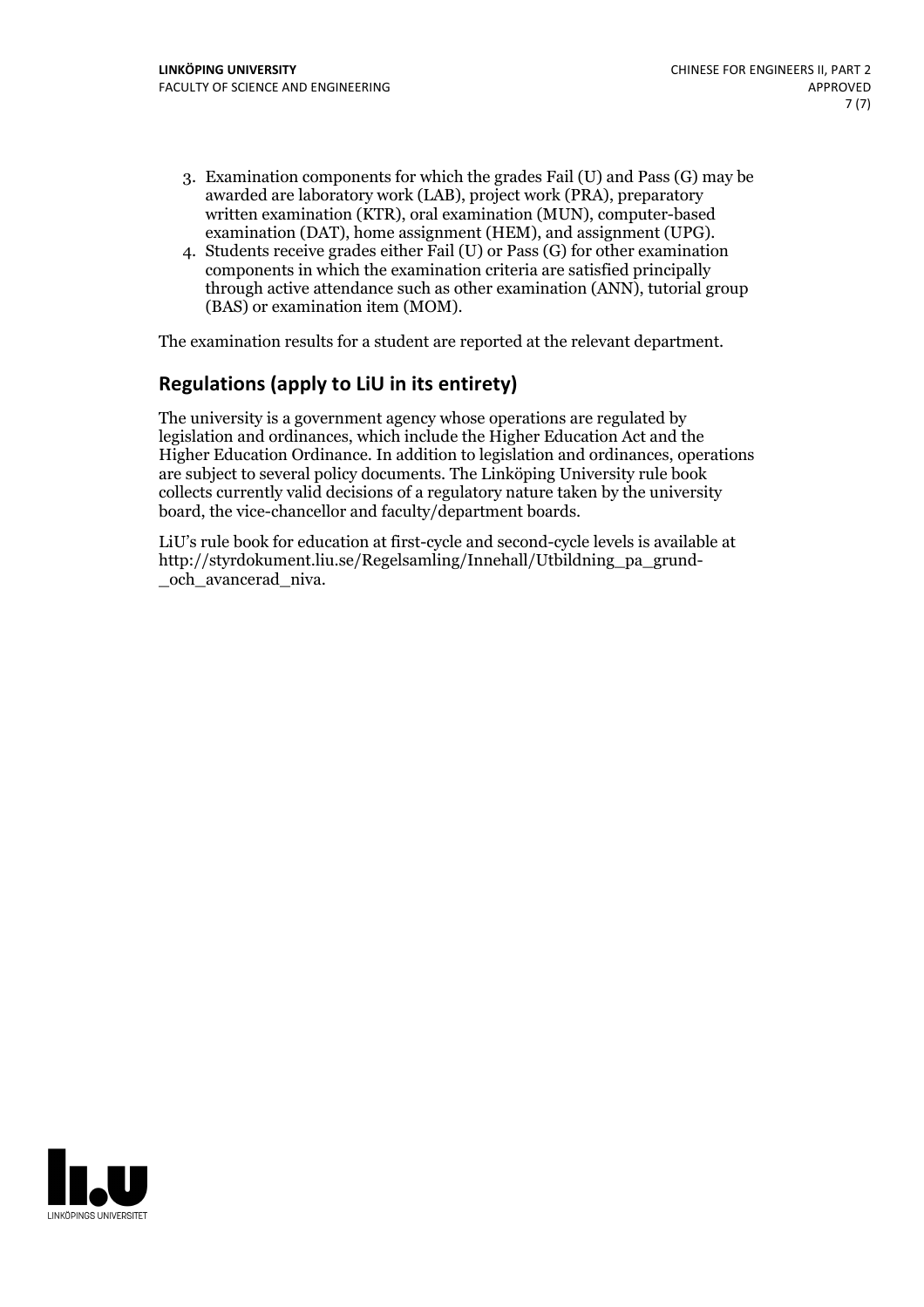3. Examination components for which the grades Fail (U) and Pass (G) may be awarded are laboratory work (LAB), project work (PRA), preparatory written examination (KTR), oral examination (MUN), computer-based examination (DAT), home assignment (HEM), and assignment (UPG).
4. Students receive grades either Fail (U) or Pass (G) for other examination components in which the examination criteria are satisfied principally through active attendance such as other examination (ANN), tutorial group (BAS) or examination item (MOM).

The examination results for a student are reported at the relevant department.

## Regulations (apply to LiU in its entirety)

The university is a government agency whose operations are regulated by legislation and ordinances, which include the Higher Education Act and the Higher Education Ordinance. In addition to legislation and ordinances, operations are subject to several policy documents. The Linköping University rule book collects currently valid decisions of a regulatory nature taken by the university board, the vice-chancellor and faculty/department boards.

LiU's rule book for education at first-cycle and second-cycle levels is available at http://styrdokument.liu.se/Regelsamling/Innehall/Utbildning_pa_grund-_och_avancerad_niva.